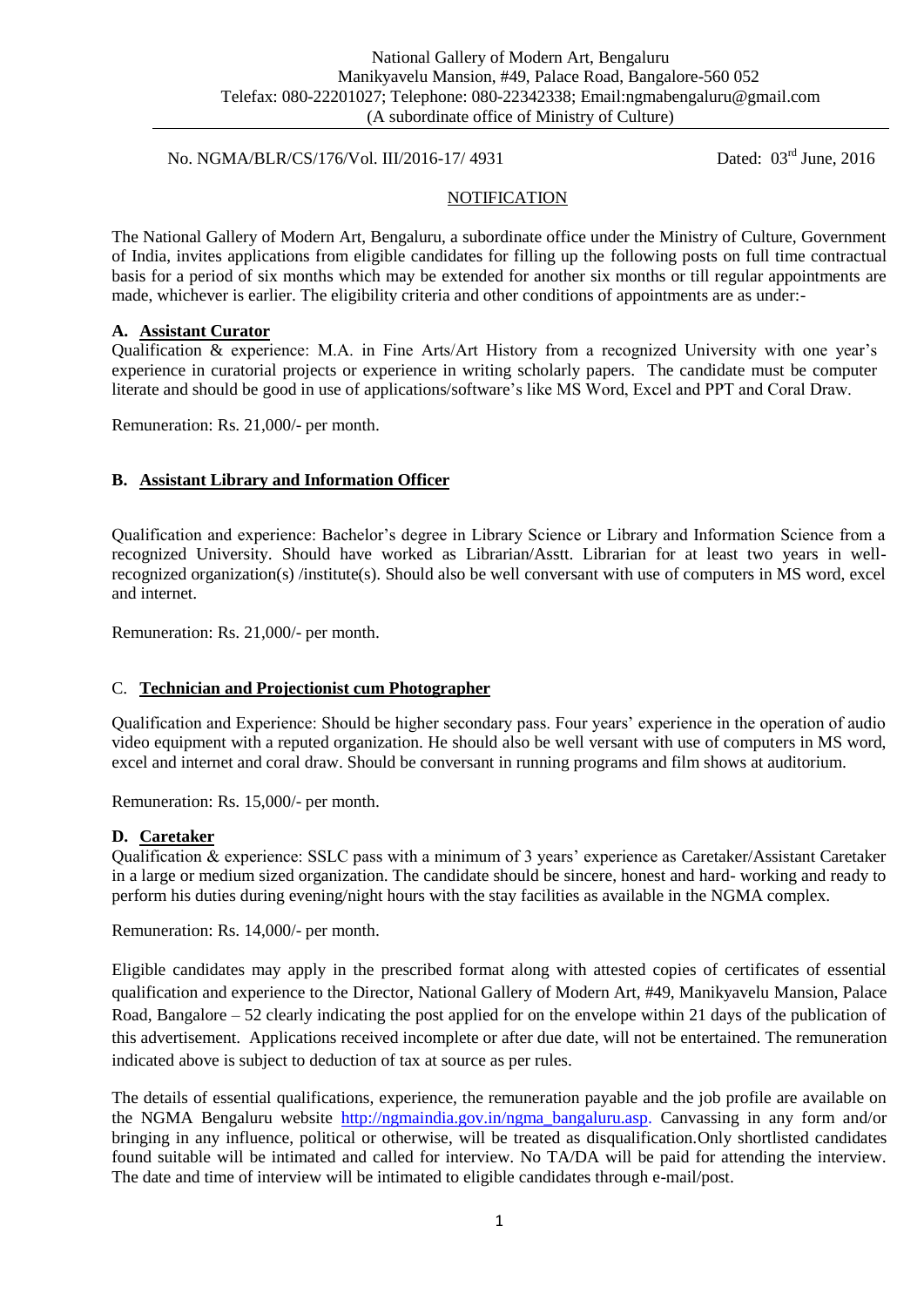National Gallery of Modern Art, Bengaluru
Manikyavelu Mansion, #49, Palace Road, Bangalore-560 052
Telefax: 080-22201027; Telephone: 080-22342338; Email:ngmabengaluru@gmail.com
(A subordinate office of Ministry of Culture)

No. NGMA/BLR/CS/176/Vol. III/2016-17/ 4931 Dated: 03rd June, 2016

## NOTIFICATION

The National Gallery of Modern Art, Bengaluru, a subordinate office under the Ministry of Culture, Government of India, invites applications from eligible candidates for filling up the following posts on full time contractual basis for a period of six months which may be extended for another six months or till regular appointments are made, whichever is earlier. The eligibility criteria and other conditions of appointments are as under:-

### A. Assistant Curator

Qualification & experience: M.A. in Fine Arts/Art History from a recognized University with one year's experience in curatorial projects or experience in writing scholarly papers. The candidate must be computer literate and should be good in use of applications/software's like MS Word, Excel and PPT and Coral Draw.

Remuneration: Rs. 21,000/- per month.

### B. Assistant Library and Information Officer

Qualification and experience: Bachelor's degree in Library Science or Library and Information Science from a recognized University. Should have worked as Librarian/Asstt. Librarian for at least two years in well-recognized organization(s) /institute(s). Should also be well conversant with use of computers in MS word, excel and internet.

Remuneration: Rs. 21,000/- per month.

### C. Technician and Projectionist cum Photographer

Qualification and Experience: Should be higher secondary pass. Four years' experience in the operation of audio video equipment with a reputed organization. He should also be well versant with use of computers in MS word, excel and internet and coral draw. Should be conversant in running programs and film shows at auditorium.

Remuneration: Rs. 15,000/- per month.

### D. Caretaker

Qualification & experience: SSLC pass with a minimum of 3 years' experience as Caretaker/Assistant Caretaker in a large or medium sized organization. The candidate should be sincere, honest and hard- working and ready to perform his duties during evening/night hours with the stay facilities as available in the NGMA complex.

Remuneration: Rs. 14,000/- per month.

Eligible candidates may apply in the prescribed format along with attested copies of certificates of essential qualification and experience to the Director, National Gallery of Modern Art, #49, Manikyavelu Mansion, Palace Road, Bangalore – 52 clearly indicating the post applied for on the envelope within 21 days of the publication of this advertisement. Applications received incomplete or after due date, will not be entertained. The remuneration indicated above is subject to deduction of tax at source as per rules.

The details of essential qualifications, experience, the remuneration payable and the job profile are available on the NGMA Bengaluru website http://ngmaindia.gov.in/ngma_bangaluru.asp. Canvassing in any form and/or bringing in any influence, political or otherwise, will be treated as disqualification.Only shortlisted candidates found suitable will be intimated and called for interview. No TA/DA will be paid for attending the interview. The date and time of interview will be intimated to eligible candidates through e-mail/post.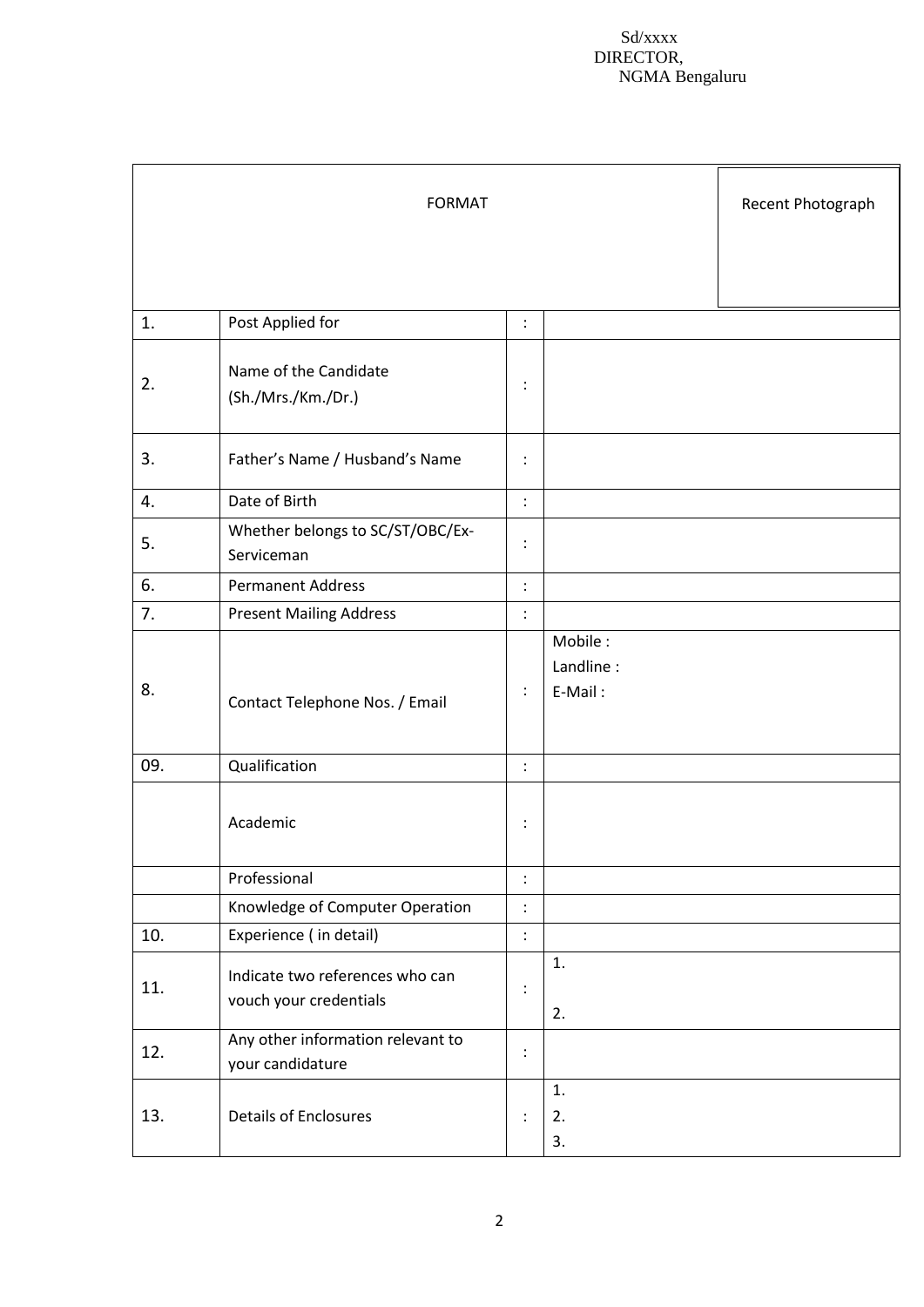Sd/xxxx
DIRECTOR,
NGMA Bengaluru

| FORMAT | | | Recent Photograph |
|---|---|---|---|
| 1. | Post Applied for | : | |
| 2. | Name of the Candidate (Sh./Mrs./Km./Dr.) | : | |
| 3. | Father's Name / Husband's Name | : | |
| 4. | Date of Birth | : | |
| 5. | Whether belongs to SC/ST/OBC/Ex-Serviceman | : | |
| 6. | Permanent Address | : | |
| 7. | Present Mailing Address | : | |
| 8. | Contact Telephone Nos. / Email | : | Mobile :<br>Landline :<br>E-Mail : |
| 09. | Qualification | : | |
| | Academic | : | |
| | Professional | : | |
| | Knowledge of Computer Operation | : | |
| 10. | Experience ( in detail) | : | |
| 11. | Indicate two references who can vouch your credentials | : | 1.<br>2. |
| 12. | Any other information relevant to your candidature | : | |
| 13. | Details of Enclosures | : | 1.<br>2.<br>3. |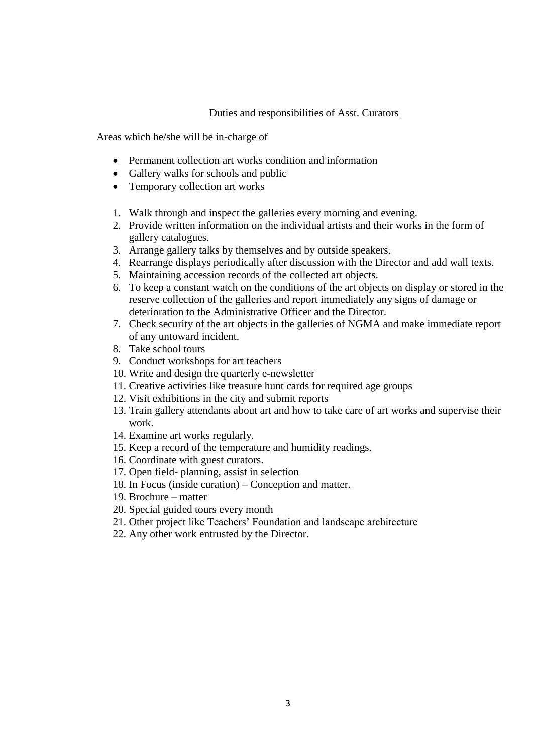## Duties and responsibilities of Asst. Curators

Areas which he/she will be in-charge of

- Permanent collection art works condition and information
- Gallery walks for schools and public
- Temporary collection art works

1. Walk through and inspect the galleries every morning and evening.
2. Provide written information on the individual artists and their works in the form of gallery catalogues.
3. Arrange gallery talks by themselves and by outside speakers.
4. Rearrange displays periodically after discussion with the Director and add wall texts.
5. Maintaining accession records of the collected art objects.
6. To keep a constant watch on the conditions of the art objects on display or stored in the reserve collection of the galleries and report immediately any signs of damage or deterioration to the Administrative Officer and the Director.
7. Check security of the art objects in the galleries of NGMA and make immediate report of any untoward incident.
8. Take school tours
9. Conduct workshops for art teachers
10. Write and design the quarterly e-newsletter
11. Creative activities like treasure hunt cards for required age groups
12. Visit exhibitions in the city and submit reports
13. Train gallery attendants about art and how to take care of art works and supervise their work.
14. Examine art works regularly.
15. Keep a record of the temperature and humidity readings.
16. Coordinate with guest curators.
17. Open field- planning, assist in selection
18. In Focus (inside curation) – Conception and matter.
19. Brochure – matter
20. Special guided tours every month
21. Other project like Teachers' Foundation and landscape architecture
22. Any other work entrusted by the Director.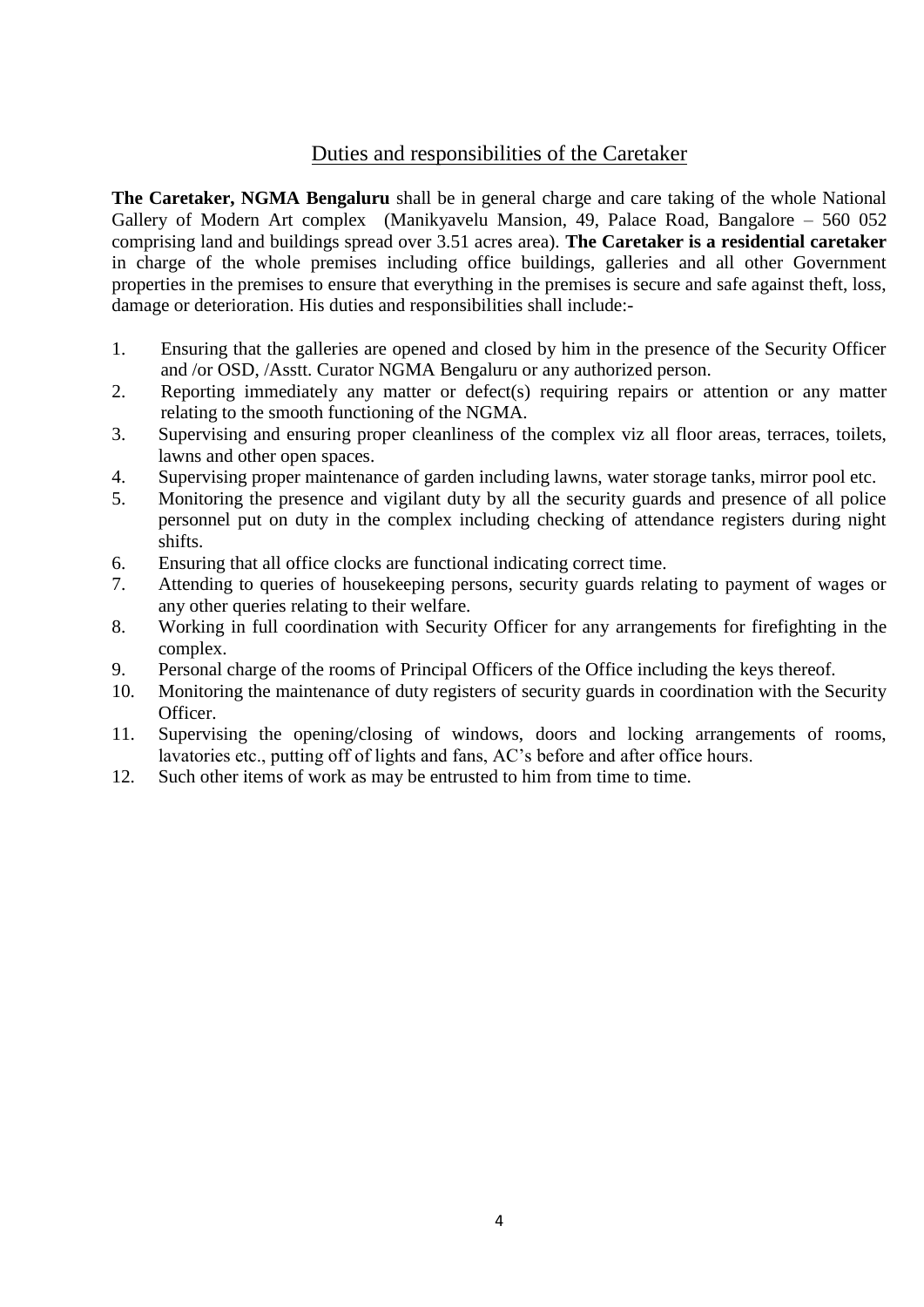## Duties and responsibilities of the Caretaker

**The Caretaker, NGMA Bengaluru** shall be in general charge and care taking of the whole National Gallery of Modern Art complex (Manikyavelu Mansion, 49, Palace Road, Bangalore – 560 052 comprising land and buildings spread over 3.51 acres area). **The Caretaker is a residential caretaker** in charge of the whole premises including office buildings, galleries and all other Government properties in the premises to ensure that everything in the premises is secure and safe against theft, loss, damage or deterioration. His duties and responsibilities shall include:-

1. Ensuring that the galleries are opened and closed by him in the presence of the Security Officer and /or OSD, /Asstt. Curator NGMA Bengaluru or any authorized person.
2. Reporting immediately any matter or defect(s) requiring repairs or attention or any matter relating to the smooth functioning of the NGMA.
3. Supervising and ensuring proper cleanliness of the complex viz all floor areas, terraces, toilets, lawns and other open spaces.
4. Supervising proper maintenance of garden including lawns, water storage tanks, mirror pool etc.
5. Monitoring the presence and vigilant duty by all the security guards and presence of all police personnel put on duty in the complex including checking of attendance registers during night shifts.
6. Ensuring that all office clocks are functional indicating correct time.
7. Attending to queries of housekeeping persons, security guards relating to payment of wages or any other queries relating to their welfare.
8. Working in full coordination with Security Officer for any arrangements for firefighting in the complex.
9. Personal charge of the rooms of Principal Officers of the Office including the keys thereof.
10. Monitoring the maintenance of duty registers of security guards in coordination with the Security Officer.
11. Supervising the opening/closing of windows, doors and locking arrangements of rooms, lavatories etc., putting off of lights and fans, AC's before and after office hours.
12. Such other items of work as may be entrusted to him from time to time.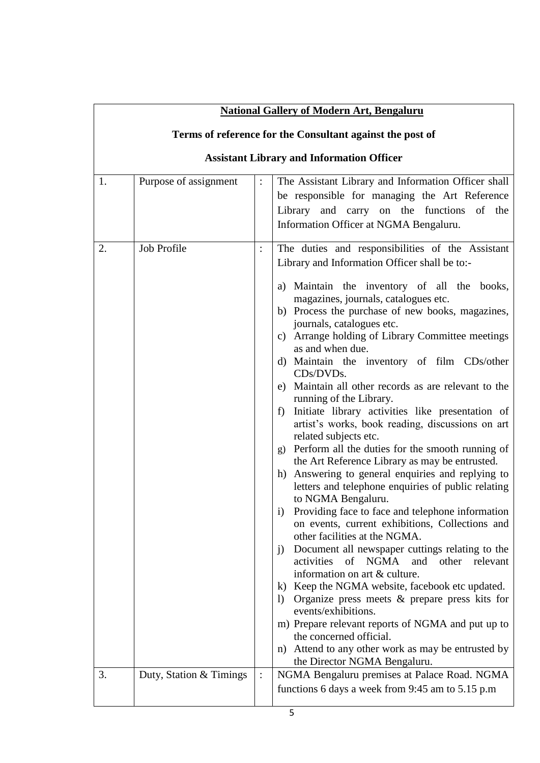**National Gallery of Modern Art, Bengaluru**

**Terms of reference for the Consultant against the post of**

**Assistant Library and Information Officer**

| | | | |
|---|---|---|---|
| 1. | Purpose of assignment | : | The Assistant Library and Information Officer shall be responsible for managing the Art Reference Library and carry on the functions of the Information Officer at NGMA Bengaluru. |
| 2. | Job Profile | : | The duties and responsibilities of the Assistant Library and Information Officer shall be to:-<br><br>a) Maintain the inventory of all the books, magazines, journals, catalogues etc.<br>b) Process the purchase of new books, magazines, journals, catalogues etc.<br>c) Arrange holding of Library Committee meetings as and when due.<br>d) Maintain the inventory of film CDs/other CDs/DVDs.<br>e) Maintain all other records as are relevant to the running of the Library.<br>f) Initiate library activities like presentation of artist's works, book reading, discussions on art related subjects etc.<br>g) Perform all the duties for the smooth running of the Art Reference Library as may be entrusted.<br>h) Answering to general enquiries and replying to letters and telephone enquiries of public relating to NGMA Bengaluru.<br>i) Providing face to face and telephone information on events, current exhibitions, Collections and other facilities at the NGMA.<br>j) Document all newspaper cuttings relating to the activities of NGMA and other relevant information on art & culture.<br>k) Keep the NGMA website, facebook etc updated.<br>l) Organize press meets & prepare press kits for events/exhibitions.<br>m) Prepare relevant reports of NGMA and put up to the concerned official.<br>n) Attend to any other work as may be entrusted by the Director NGMA Bengaluru. |
| 3. | Duty, Station & Timings | : | NGMA Bengaluru premises at Palace Road. NGMA functions 6 days a week from 9:45 am to 5.15 p.m |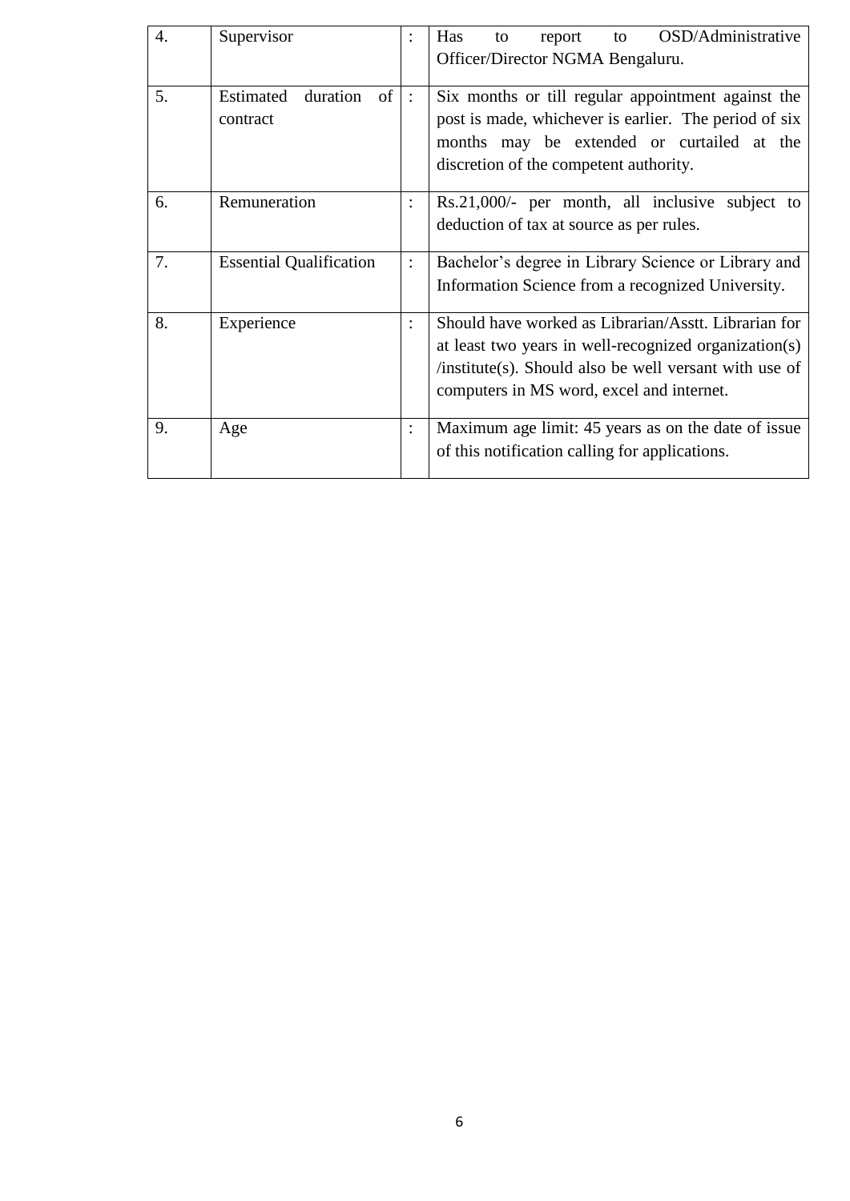| | | | |
|---|---|---|---|
| 4. | Supervisor | : | Has to report to OSD/Administrative Officer/Director NGMA Bengaluru. |
| 5. | Estimated duration of contract | : | Six months or till regular appointment against the post is made, whichever is earlier. The period of six months may be extended or curtailed at the discretion of the competent authority. |
| 6. | Remuneration | : | Rs.21,000/- per month, all inclusive subject to deduction of tax at source as per rules. |
| 7. | Essential Qualification | : | Bachelor's degree in Library Science or Library and Information Science from a recognized University. |
| 8. | Experience | : | Should have worked as Librarian/Asstt. Librarian for at least two years in well-recognized organization(s) /institute(s). Should also be well versant with use of computers in MS word, excel and internet. |
| 9. | Age | : | Maximum age limit: 45 years as on the date of issue of this notification calling for applications. |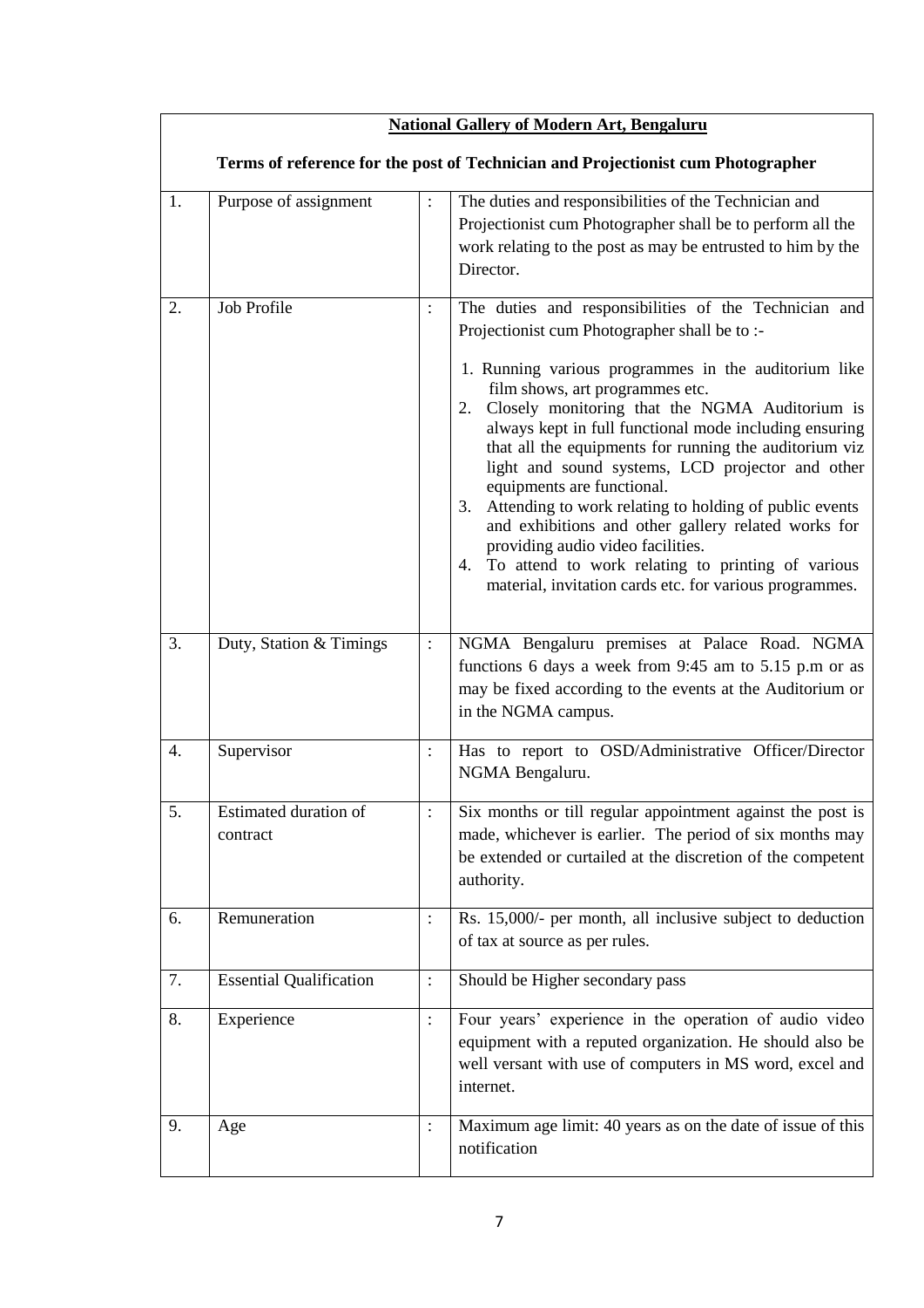**National Gallery of Modern Art, Bengaluru**

**Terms of reference for the post of Technician and Projectionist cum Photographer**

| | | | |
|---|---|---|---|
| 1. | Purpose of assignment | : | The duties and responsibilities of the Technician and Projectionist cum Photographer shall be to perform all the work relating to the post as may be entrusted to him by the Director. |
| 2. | Job Profile | : | The duties and responsibilities of the Technician and Projectionist cum Photographer shall be to :-<br><br>1. Running various programmes in the auditorium like film shows, art programmes etc.<br>2. Closely monitoring that the NGMA Auditorium is always kept in full functional mode including ensuring that all the equipments for running the auditorium viz light and sound systems, LCD projector and other equipments are functional.<br>3. Attending to work relating to holding of public events and exhibitions and other gallery related works for providing audio video facilities.<br>4. To attend to work relating to printing of various material, invitation cards etc. for various programmes. |
| 3. | Duty, Station & Timings | : | NGMA Bengaluru premises at Palace Road. NGMA functions 6 days a week from 9:45 am to 5.15 p.m or as may be fixed according to the events at the Auditorium or in the NGMA campus. |
| 4. | Supervisor | : | Has to report to OSD/Administrative Officer/Director NGMA Bengaluru. |
| 5. | Estimated duration of contract | : | Six months or till regular appointment against the post is made, whichever is earlier. The period of six months may be extended or curtailed at the discretion of the competent authority. |
| 6. | Remuneration | : | Rs. 15,000/- per month, all inclusive subject to deduction of tax at source as per rules. |
| 7. | Essential Qualification | : | Should be Higher secondary pass |
| 8. | Experience | : | Four years' experience in the operation of audio video equipment with a reputed organization. He should also be well versant with use of computers in MS word, excel and internet. |
| 9. | Age | : | Maximum age limit: 40 years as on the date of issue of this notification |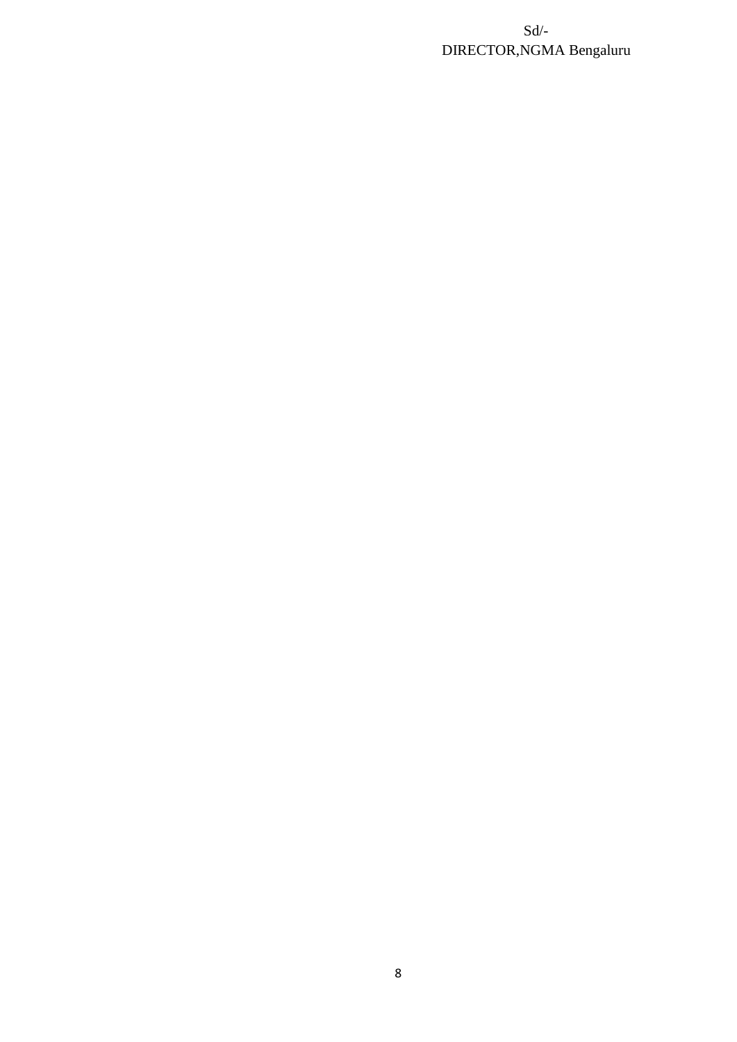Sd/-

DIRECTOR,NGMA Bengaluru